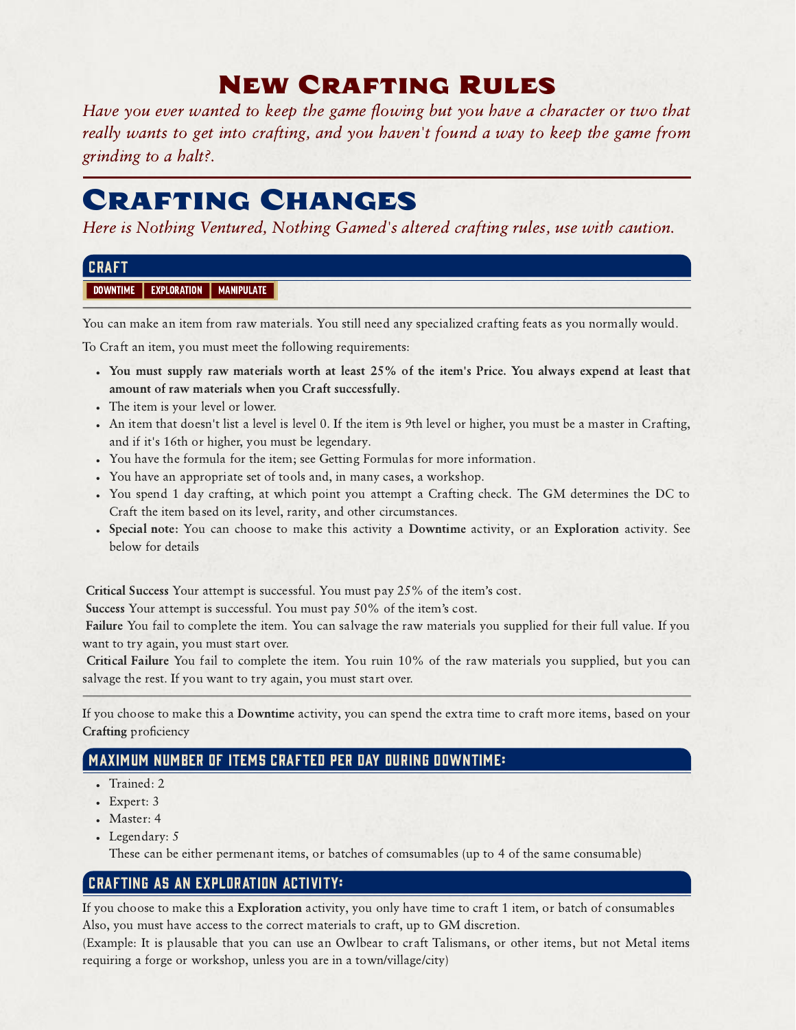# New Crafting Rules

*Have you ever wanted to keep the game flowing but you have a character or two that really wants to get into crafting, and you haven't found a way to keep the game from grinding to a halt?.*

---

# Crafting Changes

*Here is Nothing Ventured, Nothing Gamed's altered crafting rules, use with caution.*

## Craft

**DOWNTIME** **EXPLORATION** **MANIPULATE**

---

You can make an item from raw materials. You still need any specialized crafting feats as you normally would.

To Craft an item, you must meet the following requirements:

- **You must supply raw materials worth at least 25% of the item's Price. You always expend at least that amount of raw materials when you Craft successfully.**
- The item is your level or lower.
- An item that doesn't list a level is level 0. If the item is 9th level or higher, you must be a master in Crafting, and if it's 16th or higher, you must be legendary.
- You have the formula for the item; see Getting Formulas for more information.
- You have an appropriate set of tools and, in many cases, a workshop.
- You spend 1 day crafting, at which point you attempt a Crafting check. The GM determines the DC to Craft the item based on its level, rarity, and other circumstances.
- **Special note:** You can choose to make this activity a **Downtime** activity, or an **Exploration** activity. See below for details

**Critical Success** Your attempt is successful. You must pay 25% of the item's cost.
**Success** Your attempt is successful. You must pay 50% of the item's cost.
**Failure** You fail to complete the item. You can salvage the raw materials you supplied for their full value. If you want to try again, you must start over.
**Critical Failure** You fail to complete the item. You ruin 10% of the raw materials you supplied, but you can salvage the rest. If you want to try again, you must start over.

---

If you choose to make this a **Downtime** activity, you can spend the extra time to craft more items, based on your **Crafting** proficiency

## Maximum Number of Items Crafted per Day During Downtime:

- Trained: 2
- Expert: 3
- Master: 4
- Legendary: 5

  These can be either permenant items, or batches of comsumables (up to 4 of the same consumable)

## Crafting as an Exploration Activity:

If you choose to make this a **Exploration** activity, you only have time to craft 1 item, or batch of consumables
Also, you must have access to the correct materials to craft, up to GM discretion.
(Example: It is plausable that you can use an Owlbear to craft Talismans, or other items, but not Metal items requiring a forge or workshop, unless you are in a town/village/city)